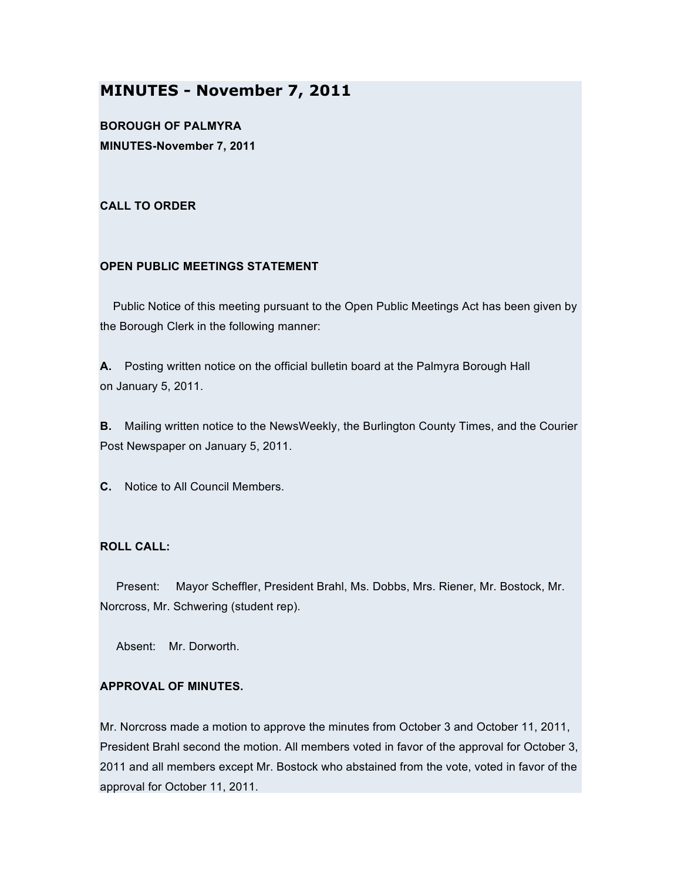# MINUTES - November 7, 2011

**BOROUGH OF PALMYRA**
**MINUTES-November 7, 2011**

**CALL TO ORDER**

**OPEN PUBLIC MEETINGS STATEMENT**

Public Notice of this meeting pursuant to the Open Public Meetings Act has been given by the Borough Clerk in the following manner:

**A.** Posting written notice on the official bulletin board at the Palmyra Borough Hall on January 5, 2011.

**B.** Mailing written notice to the NewsWeekly, the Burlington County Times, and the Courier Post Newspaper on January 5, 2011.

**C.** Notice to All Council Members.

**ROLL CALL:**

Present: Mayor Scheffler, President Brahl, Ms. Dobbs, Mrs. Riener, Mr. Bostock, Mr. Norcross, Mr. Schwering (student rep).

Absent: Mr. Dorworth.

**APPROVAL OF MINUTES.**

Mr. Norcross made a motion to approve the minutes from October 3 and October 11, 2011, President Brahl second the motion. All members voted in favor of the approval for October 3, 2011 and all members except Mr. Bostock who abstained from the vote, voted in favor of the approval for October 11, 2011.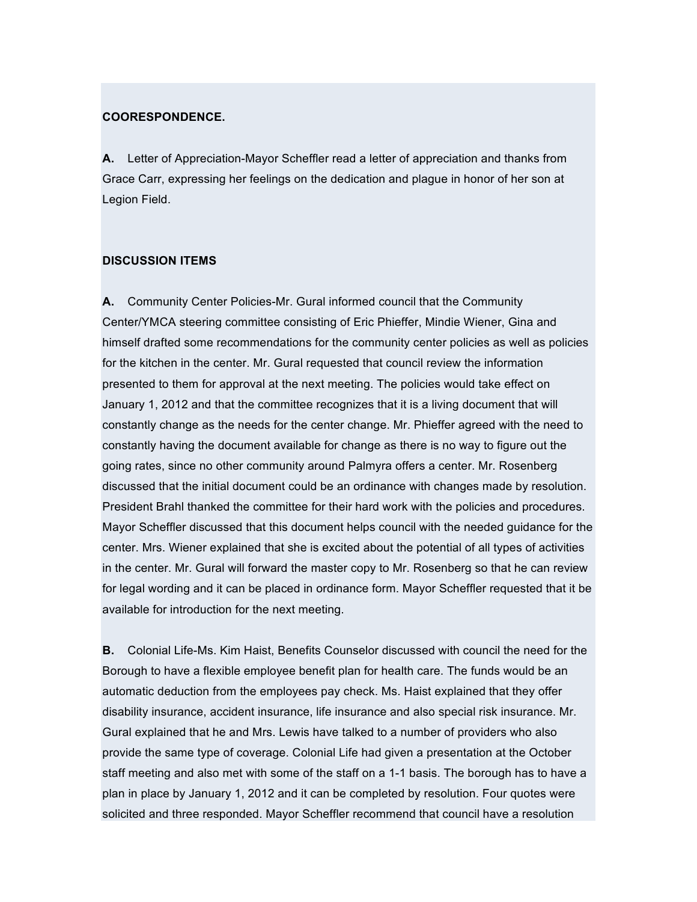**COORESPONDENCE.**

**A.** Letter of Appreciation-Mayor Scheffler read a letter of appreciation and thanks from Grace Carr, expressing her feelings on the dedication and plague in honor of her son at Legion Field.

**DISCUSSION ITEMS**

**A.** Community Center Policies-Mr. Gural informed council that the Community Center/YMCA steering committee consisting of Eric Phieffer, Mindie Wiener, Gina and himself drafted some recommendations for the community center policies as well as policies for the kitchen in the center. Mr. Gural requested that council review the information presented to them for approval at the next meeting. The policies would take effect on January 1, 2012 and that the committee recognizes that it is a living document that will constantly change as the needs for the center change. Mr. Phieffer agreed with the need to constantly having the document available for change as there is no way to figure out the going rates, since no other community around Palmyra offers a center. Mr. Rosenberg discussed that the initial document could be an ordinance with changes made by resolution. President Brahl thanked the committee for their hard work with the policies and procedures. Mayor Scheffler discussed that this document helps council with the needed guidance for the center. Mrs. Wiener explained that she is excited about the potential of all types of activities in the center. Mr. Gural will forward the master copy to Mr. Rosenberg so that he can review for legal wording and it can be placed in ordinance form. Mayor Scheffler requested that it be available for introduction for the next meeting.

**B.** Colonial Life-Ms. Kim Haist, Benefits Counselor discussed with council the need for the Borough to have a flexible employee benefit plan for health care. The funds would be an automatic deduction from the employees pay check. Ms. Haist explained that they offer disability insurance, accident insurance, life insurance and also special risk insurance. Mr. Gural explained that he and Mrs. Lewis have talked to a number of providers who also provide the same type of coverage. Colonial Life had given a presentation at the October staff meeting and also met with some of the staff on a 1-1 basis. The borough has to have a plan in place by January 1, 2012 and it can be completed by resolution. Four quotes were solicited and three responded. Mayor Scheffler recommend that council have a resolution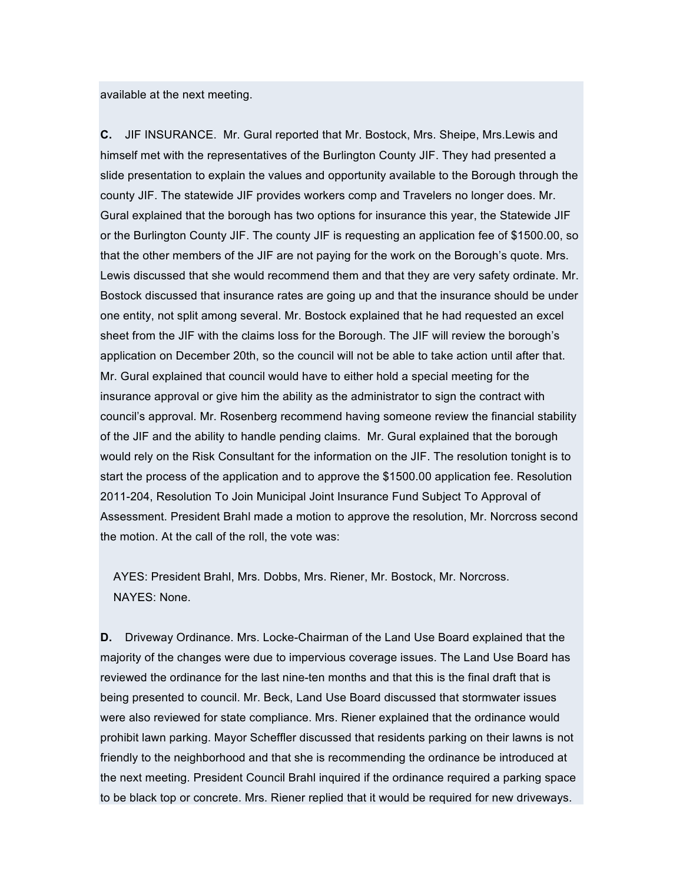available at the next meeting.

**C.** JIF INSURANCE. Mr. Gural reported that Mr. Bostock, Mrs. Sheipe, Mrs.Lewis and himself met with the representatives of the Burlington County JIF. They had presented a slide presentation to explain the values and opportunity available to the Borough through the county JIF. The statewide JIF provides workers comp and Travelers no longer does. Mr. Gural explained that the borough has two options for insurance this year, the Statewide JIF or the Burlington County JIF. The county JIF is requesting an application fee of $1500.00, so that the other members of the JIF are not paying for the work on the Borough's quote. Mrs. Lewis discussed that she would recommend them and that they are very safety ordinate. Mr. Bostock discussed that insurance rates are going up and that the insurance should be under one entity, not split among several. Mr. Bostock explained that he had requested an excel sheet from the JIF with the claims loss for the Borough. The JIF will review the borough's application on December 20th, so the council will not be able to take action until after that. Mr. Gural explained that council would have to either hold a special meeting for the insurance approval or give him the ability as the administrator to sign the contract with council's approval. Mr. Rosenberg recommend having someone review the financial stability of the JIF and the ability to handle pending claims. Mr. Gural explained that the borough would rely on the Risk Consultant for the information on the JIF. The resolution tonight is to start the process of the application and to approve the $1500.00 application fee. Resolution 2011-204, Resolution To Join Municipal Joint Insurance Fund Subject To Approval of Assessment. President Brahl made a motion to approve the resolution, Mr. Norcross second the motion. At the call of the roll, the vote was:

AYES: President Brahl, Mrs. Dobbs, Mrs. Riener, Mr. Bostock, Mr. Norcross.
NAYES: None.

**D.** Driveway Ordinance. Mrs. Locke-Chairman of the Land Use Board explained that the majority of the changes were due to impervious coverage issues. The Land Use Board has reviewed the ordinance for the last nine-ten months and that this is the final draft that is being presented to council. Mr. Beck, Land Use Board discussed that stormwater issues were also reviewed for state compliance. Mrs. Riener explained that the ordinance would prohibit lawn parking. Mayor Scheffler discussed that residents parking on their lawns is not friendly to the neighborhood and that she is recommending the ordinance be introduced at the next meeting. President Council Brahl inquired if the ordinance required a parking space to be black top or concrete. Mrs. Riener replied that it would be required for new driveways.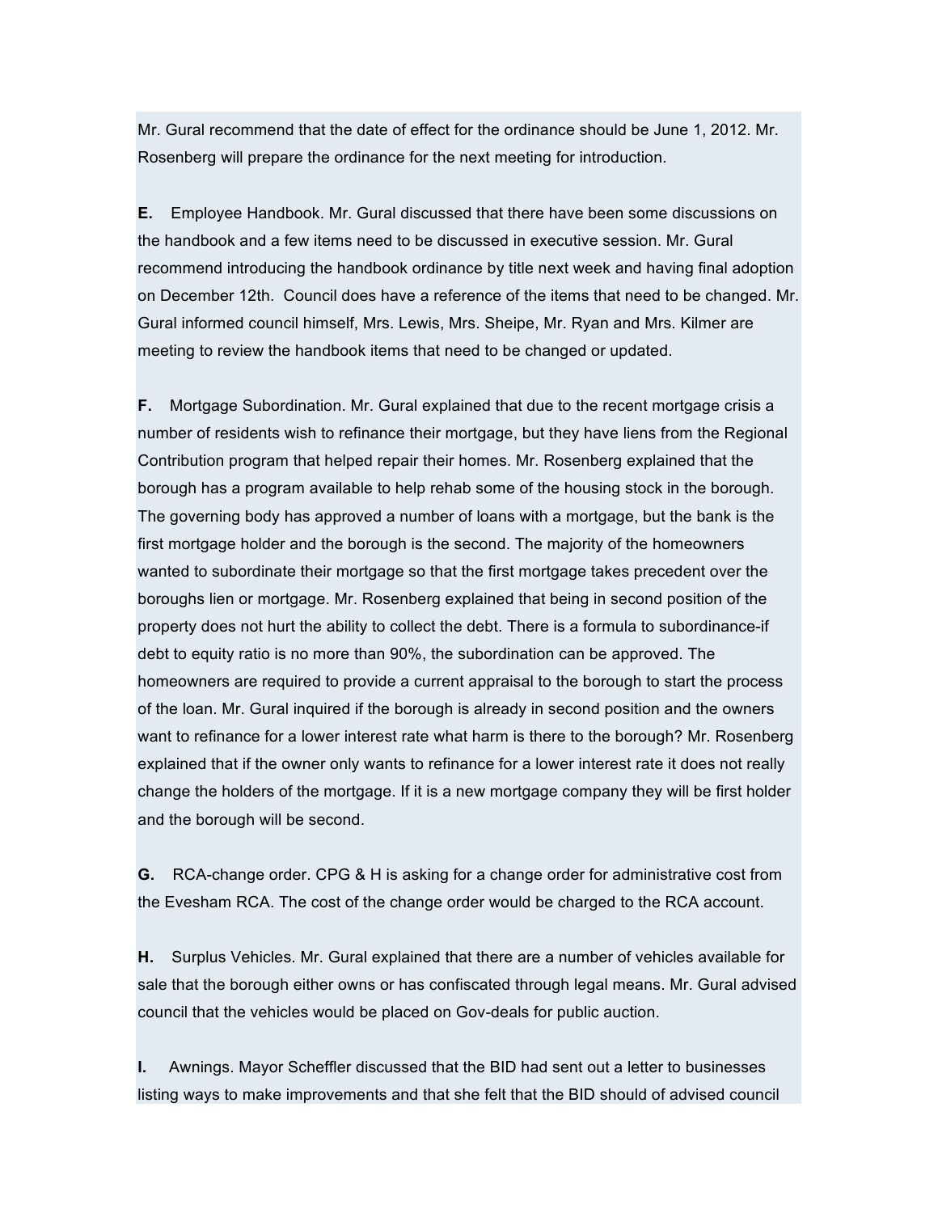Mr. Gural recommend that the date of effect for the ordinance should be June 1, 2012. Mr. Rosenberg will prepare the ordinance for the next meeting for introduction.

**E.** Employee Handbook. Mr. Gural discussed that there have been some discussions on the handbook and a few items need to be discussed in executive session. Mr. Gural recommend introducing the handbook ordinance by title next week and having final adoption on December 12th. Council does have a reference of the items that need to be changed. Mr. Gural informed council himself, Mrs. Lewis, Mrs. Sheipe, Mr. Ryan and Mrs. Kilmer are meeting to review the handbook items that need to be changed or updated.

**F.** Mortgage Subordination. Mr. Gural explained that due to the recent mortgage crisis a number of residents wish to refinance their mortgage, but they have liens from the Regional Contribution program that helped repair their homes. Mr. Rosenberg explained that the borough has a program available to help rehab some of the housing stock in the borough. The governing body has approved a number of loans with a mortgage, but the bank is the first mortgage holder and the borough is the second. The majority of the homeowners wanted to subordinate their mortgage so that the first mortgage takes precedent over the boroughs lien or mortgage. Mr. Rosenberg explained that being in second position of the property does not hurt the ability to collect the debt. There is a formula to subordinance-if debt to equity ratio is no more than 90%, the subordination can be approved. The homeowners are required to provide a current appraisal to the borough to start the process of the loan. Mr. Gural inquired if the borough is already in second position and the owners want to refinance for a lower interest rate what harm is there to the borough? Mr. Rosenberg explained that if the owner only wants to refinance for a lower interest rate it does not really change the holders of the mortgage. If it is a new mortgage company they will be first holder and the borough will be second.

**G.** RCA-change order. CPG & H is asking for a change order for administrative cost from the Evesham RCA. The cost of the change order would be charged to the RCA account.

**H.** Surplus Vehicles. Mr. Gural explained that there are a number of vehicles available for sale that the borough either owns or has confiscated through legal means. Mr. Gural advised council that the vehicles would be placed on Gov-deals for public auction.

**I.** Awnings. Mayor Scheffler discussed that the BID had sent out a letter to businesses listing ways to make improvements and that she felt that the BID should of advised council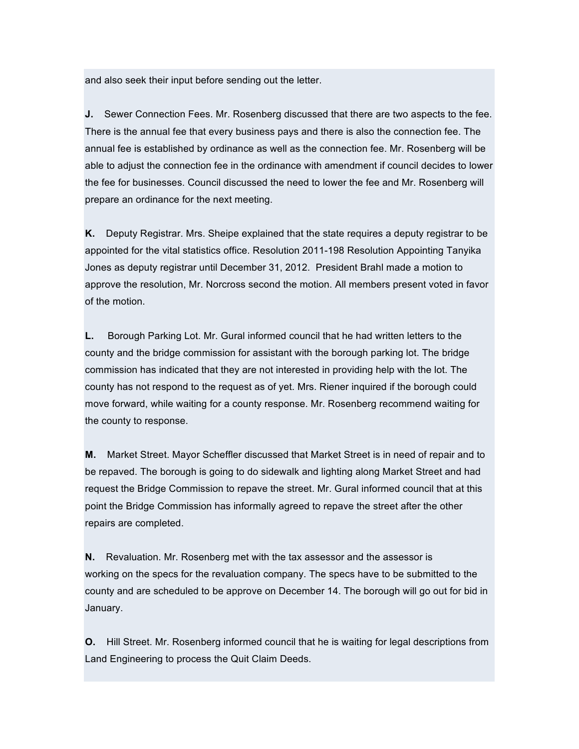and also seek their input before sending out the letter.

**J.** Sewer Connection Fees. Mr. Rosenberg discussed that there are two aspects to the fee. There is the annual fee that every business pays and there is also the connection fee. The annual fee is established by ordinance as well as the connection fee. Mr. Rosenberg will be able to adjust the connection fee in the ordinance with amendment if council decides to lower the fee for businesses. Council discussed the need to lower the fee and Mr. Rosenberg will prepare an ordinance for the next meeting.

**K.** Deputy Registrar. Mrs. Sheipe explained that the state requires a deputy registrar to be appointed for the vital statistics office. Resolution 2011-198 Resolution Appointing Tanyika Jones as deputy registrar until December 31, 2012. President Brahl made a motion to approve the resolution, Mr. Norcross second the motion. All members present voted in favor of the motion.

**L.** Borough Parking Lot. Mr. Gural informed council that he had written letters to the county and the bridge commission for assistant with the borough parking lot. The bridge commission has indicated that they are not interested in providing help with the lot. The county has not respond to the request as of yet. Mrs. Riener inquired if the borough could move forward, while waiting for a county response. Mr. Rosenberg recommend waiting for the county to response.

**M.** Market Street. Mayor Scheffler discussed that Market Street is in need of repair and to be repaved. The borough is going to do sidewalk and lighting along Market Street and had request the Bridge Commission to repave the street. Mr. Gural informed council that at this point the Bridge Commission has informally agreed to repave the street after the other repairs are completed.

**N.** Revaluation. Mr. Rosenberg met with the tax assessor and the assessor is working on the specs for the revaluation company. The specs have to be submitted to the county and are scheduled to be approve on December 14. The borough will go out for bid in January.

**O.** Hill Street. Mr. Rosenberg informed council that he is waiting for legal descriptions from Land Engineering to process the Quit Claim Deeds.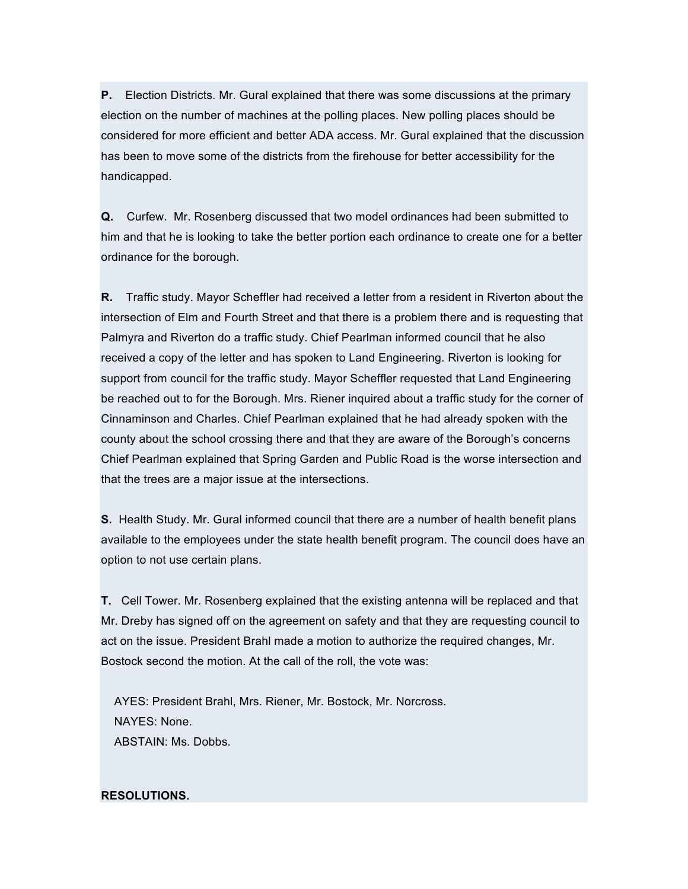**P.** Election Districts. Mr. Gural explained that there was some discussions at the primary election on the number of machines at the polling places. New polling places should be considered for more efficient and better ADA access. Mr. Gural explained that the discussion has been to move some of the districts from the firehouse for better accessibility for the handicapped.

**Q.** Curfew. Mr. Rosenberg discussed that two model ordinances had been submitted to him and that he is looking to take the better portion each ordinance to create one for a better ordinance for the borough.

**R.** Traffic study. Mayor Scheffler had received a letter from a resident in Riverton about the intersection of Elm and Fourth Street and that there is a problem there and is requesting that Palmyra and Riverton do a traffic study. Chief Pearlman informed council that he also received a copy of the letter and has spoken to Land Engineering. Riverton is looking for support from council for the traffic study. Mayor Scheffler requested that Land Engineering be reached out to for the Borough. Mrs. Riener inquired about a traffic study for the corner of Cinnaminson and Charles. Chief Pearlman explained that he had already spoken with the county about the school crossing there and that they are aware of the Borough's concerns Chief Pearlman explained that Spring Garden and Public Road is the worse intersection and that the trees are a major issue at the intersections.

**S.** Health Study. Mr. Gural informed council that there are a number of health benefit plans available to the employees under the state health benefit program. The council does have an option to not use certain plans.

**T.** Cell Tower. Mr. Rosenberg explained that the existing antenna will be replaced and that Mr. Dreby has signed off on the agreement on safety and that they are requesting council to act on the issue. President Brahl made a motion to authorize the required changes, Mr. Bostock second the motion. At the call of the roll, the vote was:

AYES: President Brahl, Mrs. Riener, Mr. Bostock, Mr. Norcross.
NAYES: None.
ABSTAIN: Ms. Dobbs.

**RESOLUTIONS.**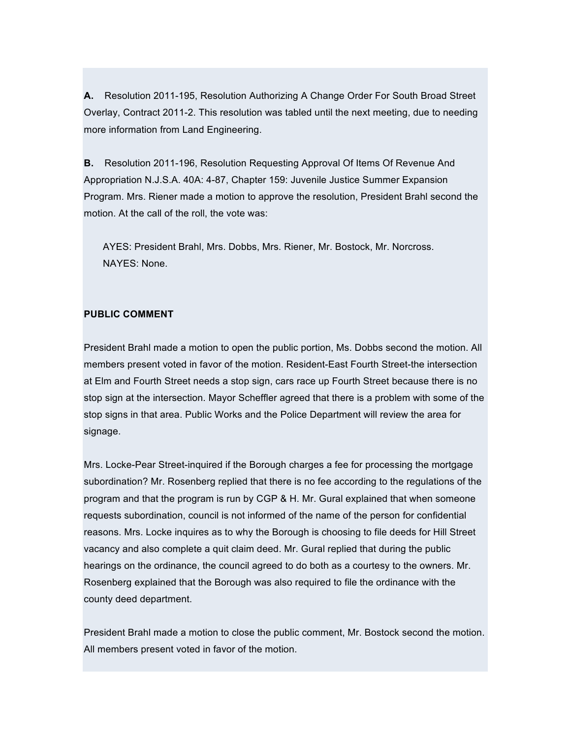**A.** Resolution 2011-195, Resolution Authorizing A Change Order For South Broad Street Overlay, Contract 2011-2. This resolution was tabled until the next meeting, due to needing more information from Land Engineering.

**B.** Resolution 2011-196, Resolution Requesting Approval Of Items Of Revenue And Appropriation N.J.S.A. 40A: 4-87, Chapter 159: Juvenile Justice Summer Expansion Program. Mrs. Riener made a motion to approve the resolution, President Brahl second the motion. At the call of the roll, the vote was:

> AYES: President Brahl, Mrs. Dobbs, Mrs. Riener, Mr. Bostock, Mr. Norcross.
> NAYES: None.

**PUBLIC COMMENT**

President Brahl made a motion to open the public portion, Ms. Dobbs second the motion. All members present voted in favor of the motion. Resident-East Fourth Street-the intersection at Elm and Fourth Street needs a stop sign, cars race up Fourth Street because there is no stop sign at the intersection. Mayor Scheffler agreed that there is a problem with some of the stop signs in that area. Public Works and the Police Department will review the area for signage.

Mrs. Locke-Pear Street-inquired if the Borough charges a fee for processing the mortgage subordination? Mr. Rosenberg replied that there is no fee according to the regulations of the program and that the program is run by CGP & H. Mr. Gural explained that when someone requests subordination, council is not informed of the name of the person for confidential reasons. Mrs. Locke inquires as to why the Borough is choosing to file deeds for Hill Street vacancy and also complete a quit claim deed. Mr. Gural replied that during the public hearings on the ordinance, the council agreed to do both as a courtesy to the owners. Mr. Rosenberg explained that the Borough was also required to file the ordinance with the county deed department.

President Brahl made a motion to close the public comment, Mr. Bostock second the motion. All members present voted in favor of the motion.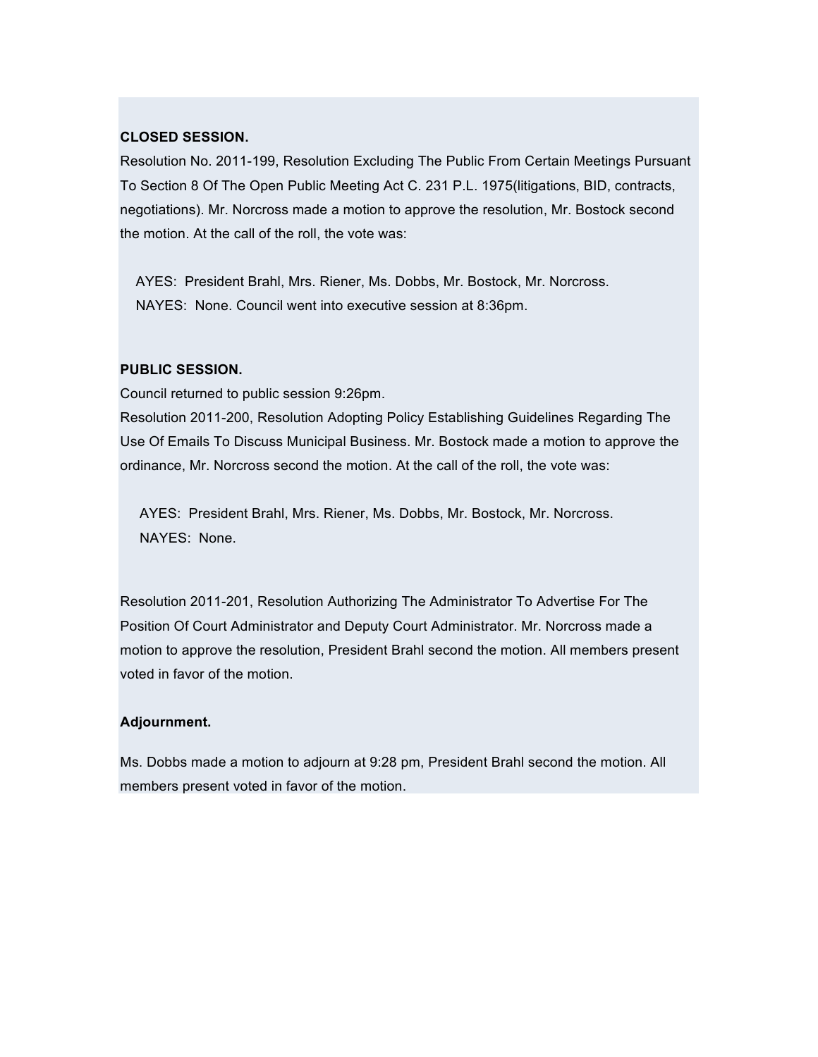**CLOSED SESSION.**

Resolution No. 2011-199, Resolution Excluding The Public From Certain Meetings Pursuant To Section 8 Of The Open Public Meeting Act C. 231 P.L. 1975(litigations, BID, contracts, negotiations). Mr. Norcross made a motion to approve the resolution, Mr. Bostock second the motion. At the call of the roll, the vote was:

AYES: President Brahl, Mrs. Riener, Ms. Dobbs, Mr. Bostock, Mr. Norcross.
NAYES: None. Council went into executive session at 8:36pm.

**PUBLIC SESSION.**

Council returned to public session 9:26pm.

Resolution 2011-200, Resolution Adopting Policy Establishing Guidelines Regarding The Use Of Emails To Discuss Municipal Business. Mr. Bostock made a motion to approve the ordinance, Mr. Norcross second the motion. At the call of the roll, the vote was:

AYES: President Brahl, Mrs. Riener, Ms. Dobbs, Mr. Bostock, Mr. Norcross.
NAYES: None.

Resolution 2011-201, Resolution Authorizing The Administrator To Advertise For The Position Of Court Administrator and Deputy Court Administrator. Mr. Norcross made a motion to approve the resolution, President Brahl second the motion. All members present voted in favor of the motion.

**Adjournment.**

Ms. Dobbs made a motion to adjourn at 9:28 pm, President Brahl second the motion. All members present voted in favor of the motion.